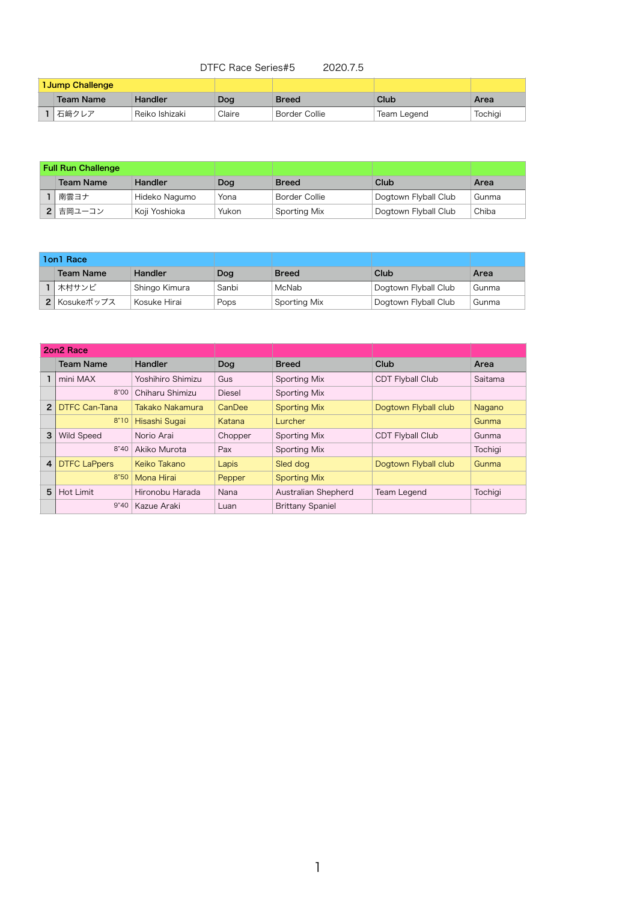DTFC Race Series#5　　2020.7.5

| 1Jump Challenge | | | | | | |
|---|---|---|---|---|---|---|
| | Team Name | Handler | Dog | Breed | Club | Area |
| 1 | 石﨑クレア | Reiko Ishizaki | Claire | Border Collie | Team Legend | Tochigi |

| Full Run Challenge | | | | | | |
|---|---|---|---|---|---|---|
| | Team Name | Handler | Dog | Breed | Club | Area |
| 1 | 南雲ヨナ | Hideko Nagumo | Yona | Border Collie | Dogtown Flyball Club | Gunma |
| 2 | 吉岡ユーコン | Koji Yoshioka | Yukon | Sporting Mix | Dogtown Flyball Club | Chiba |

| 1on1 Race | | | | | | |
|---|---|---|---|---|---|---|
| | Team Name | Handler | Dog | Breed | Club | Area |
| 1 | 木村サンビ | Shingo Kimura | Sanbi | McNab | Dogtown Flyball Club | Gunma |
| 2 | Kosukeポップス | Kosuke Hirai | Pops | Sporting Mix | Dogtown Flyball Club | Gunma |

| 2on2 Race | | | | | | |
|---|---|---|---|---|---|---|
| | Team Name | Handler | Dog | Breed | Club | Area |
| 1 | mini MAX | Yoshihiro Shimizu | Gus | Sporting Mix | CDT Flyball Club | Saitama |
| | 8"00 | Chiharu Shimizu | Diesel | Sporting Mix | | |
| 2 | DTFC Can-Tana | Takako Nakamura | CanDee | Sporting Mix | Dogtown Flyball club | Nagano |
| | 8"10 | Hisashi Sugai | Katana | Lurcher | | Gunma |
| 3 | Wild Speed | Norio Arai | Chopper | Sporting Mix | CDT Flyball Club | Gunma |
| | 8"40 | Akiko Murota | Pax | Sporting Mix | | Tochigi |
| 4 | DTFC LaPpers | Keiko Takano | Lapis | Sled dog | Dogtown Flyball club | Gunma |
| | 8"50 | Mona Hirai | Pepper | Sporting Mix | | |
| 5 | Hot Limit | Hironobu Harada | Nana | Australian Shepherd | Team Legend | Tochigi |
| | 9"40 | Kazue Araki | Luan | Brittany Spaniel | | |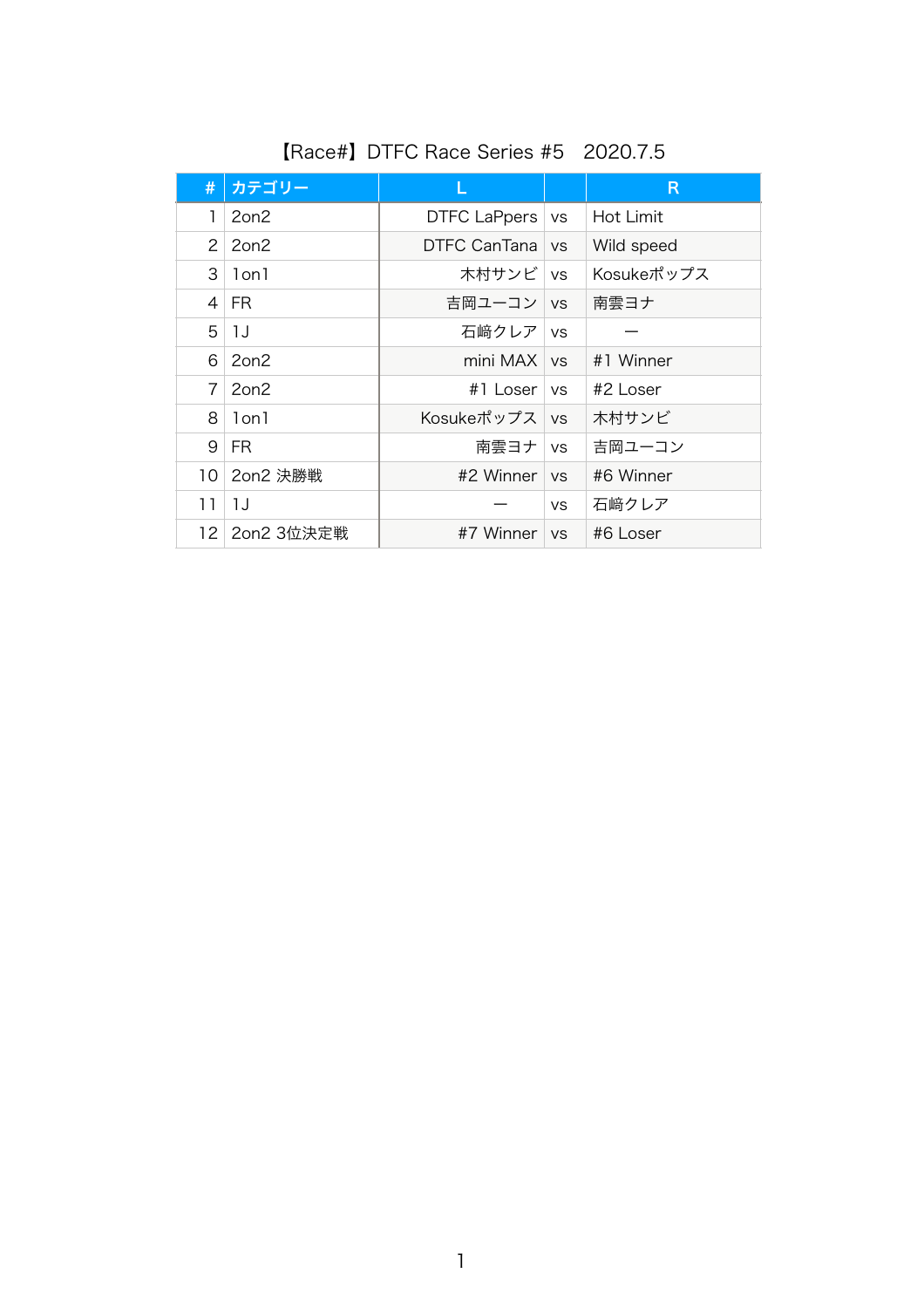【Race#】DTFC Race Series #5　2020.7.5

| # | カテゴリー | L | | R |
|---|---|---|---|---|
| 1 | 2on2 | DTFC LaPpers | vs | Hot Limit |
| 2 | 2on2 | DTFC CanTana | vs | Wild speed |
| 3 | 1on1 | 木村サンビ | vs | Kosukeポップス |
| 4 | FR | 吉岡ユーコン | vs | 南雲ヨナ |
| 5 | 1J | 石崎クレア | vs | ー |
| 6 | 2on2 | mini MAX | vs | #1 Winner |
| 7 | 2on2 | #1 Loser | vs | #2 Loser |
| 8 | 1on1 | Kosukeポップス | vs | 木村サンビ |
| 9 | FR | 南雲ヨナ | vs | 吉岡ユーコン |
| 10 | 2on2 決勝戦 | #2 Winner | vs | #6 Winner |
| 11 | 1J | ー | vs | 石崎クレア |
| 12 | 2on2 3位決定戦 | #7 Winner | vs | #6 Loser |